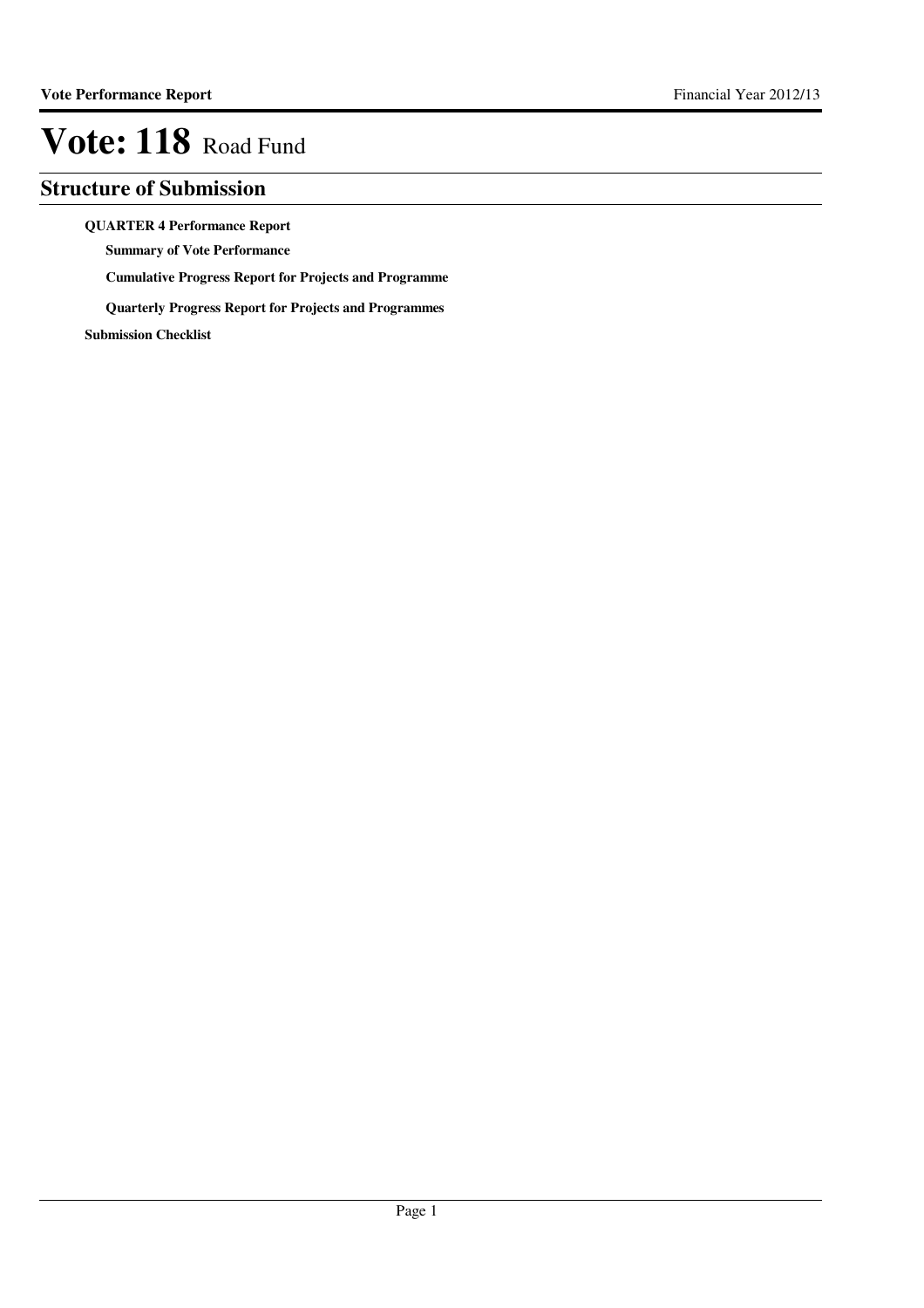# Vote: 118 Road Fund

## Structure of Submission

**QUARTER 4 Performance Report**

- **Summary of Vote Performance**
- **Cumulative Progress Report for Projects and Programme**
- **Quarterly Progress Report for Projects and Programmes**

**Submission Checklist**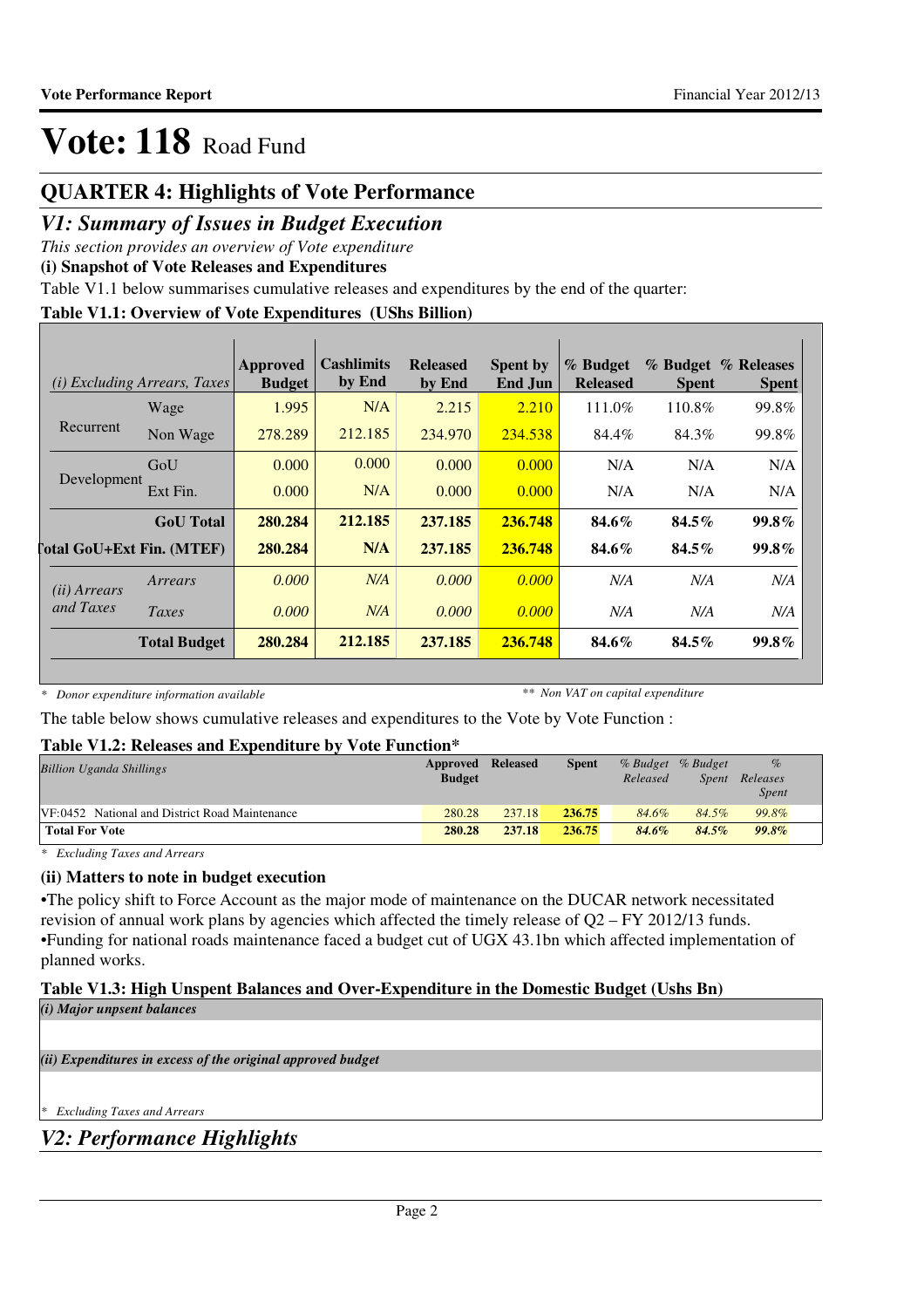# Vote: 118 Road Fund

## QUARTER 4: Highlights of Vote Performance

## *V1: Summary of Issues in Budget Execution*

*This section provides an overview of Vote expenditure*

**(i) Snapshot of Vote Releases and Expenditures**

Table V1.1 below summarises cumulative releases and expenditures by the end of the quarter:

**Table V1.1: Overview of Vote Expenditures (UShs Billion)**

| *(i) Excluding Arrears, Taxes* | | Approved Budget | Cashlimits by End | Released by End | Spent by End Jun | % Budget Released | % Budget Spent | % Releases Spent |
|---|---|---|---|---|---|---|---|---|
| Recurrent | Wage | 1.995 | N/A | 2.215 | 2.210 | 111.0% | 110.8% | 99.8% |
| | Non Wage | 278.289 | 212.185 | 234.970 | 234.538 | 84.4% | 84.3% | 99.8% |
| Development | GoU | 0.000 | 0.000 | 0.000 | 0.000 | N/A | N/A | N/A |
| | Ext Fin. | 0.000 | N/A | 0.000 | 0.000 | N/A | N/A | N/A |
| | **GoU Total** | **280.284** | **212.185** | **237.185** | **236.748** | **84.6%** | **84.5%** | **99.8%** |
| **Total GoU+Ext Fin. (MTEF)** | | **280.284** | **N/A** | **237.185** | **236.748** | **84.6%** | **84.5%** | **99.8%** |
| *(ii) Arrears and Taxes* | *Arrears* | *0.000* | *N/A* | *0.000* | *0.000* | *N/A* | *N/A* | *N/A* |
| | *Taxes* | *0.000* | *N/A* | *0.000* | *0.000* | *N/A* | *N/A* | *N/A* |
| | **Total Budget** | **280.284** | **212.185** | **237.185** | **236.748** | **84.6%** | **84.5%** | **99.8%** |

*\* Donor expenditure information available* *\*\* Non VAT on capital expenditure*

The table below shows cumulative releases and expenditures to the Vote by Vote Function :

**Table V1.2: Releases and Expenditure by Vote Function\***

| *Billion Uganda Shillings* | Approved Budget | Released | Spent | *% Budget Released* | *% Budget Spent* | *% Releases Spent* |
|---|---|---|---|---|---|---|
| VF:0452 National and District Road Maintenance | 280.28 | 237.18 | 236.75 | *84.6%* | *84.5%* | *99.8%* |
| **Total For Vote** | **280.28** | **237.18** | **236.75** | ***84.6%*** | ***84.5%*** | ***99.8%*** |

*\* Excluding Taxes and Arrears*

**(ii) Matters to note in budget execution**

•The policy shift to Force Account as the major mode of maintenance on the DUCAR network necessitated revision of annual work plans by agencies which affected the timely release of Q2 – FY 2012/13 funds.
•Funding for national roads maintenance faced a budget cut of UGX 43.1bn which affected implementation of planned works.

**Table V1.3: High Unspent Balances and Over-Expenditure in the Domestic Budget (Ushs Bn)**

***(i) Major unspent balances***

***(ii) Expenditures in excess of the original approved budget***

*\* Excluding Taxes and Arrears*

## *V2: Performance Highlights*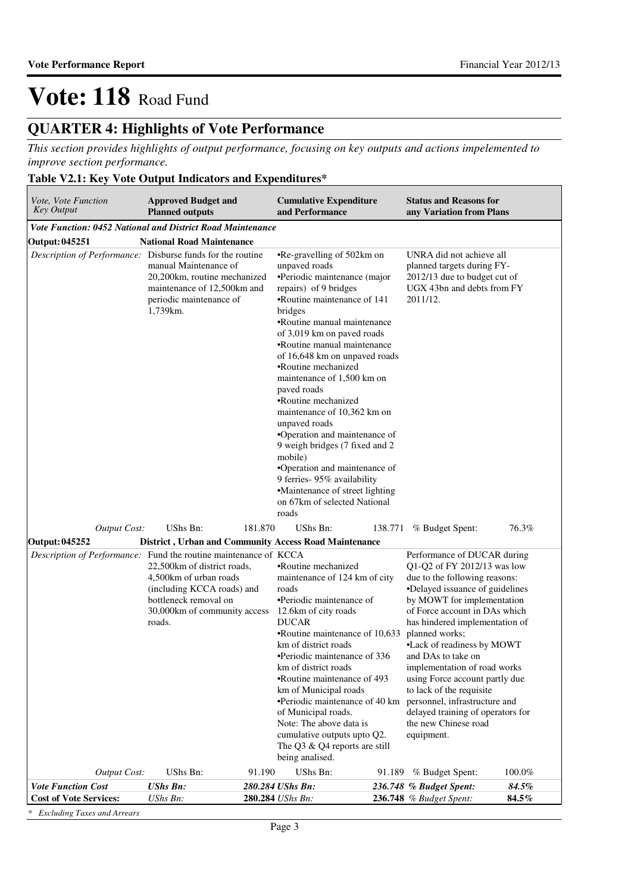# Vote: 118 Road Fund

## QUARTER 4: Highlights of Vote Performance

*This section provides highlights of output performance, focusing on key outputs and actions impelemented to improve section performance.*

### Table V2.1: Key Vote Output Indicators and Expenditures*

| *Vote, Vote Function Key Output* | **Approved Budget and Planned outputs** | | **Cumulative Expenditure and Performance** | | **Status and Reasons for any Variation from Plans** | |
|---|---|---|---|---|---|---|
| ***Vote Function: 0452 National and District Road Maintenance*** | | | | | | |
| **Output: 045251** | **National Road Maintenance** | | | | | |
| *Description of Performance:* | Disburse funds for the routine manual Maintenance of 20,200km, routine mechanized maintenance of 12,500km and periodic maintenance of 1,739km. | | •Re-gravelling of 502km on unpaved roads<br>•Periodic maintenance (major repairs) of 9 bridges<br>•Routine maintenance of 141 bridges<br>•Routine manual maintenance of 3,019 km on paved roads<br>•Routine manual maintenance of 16,648 km on unpaved roads<br>•Routine mechanized maintenance of 1,500 km on paved roads<br>•Routine mechanized maintenance of 10,362 km on unpaved roads<br>•Operation and maintenance of 9 weigh bridges (7 fixed and 2 mobile)<br>•Operation and maintenance of 9 ferries- 95% availability<br>•Maintenance of street lighting on 67km of selected National roads | | UNRA did not achieve all planned targets during FY-2012/13 due to budget cut of UGX 43bn and debts from FY 2011/12. | |
| *Output Cost:* | UShs Bn: | 181.870 | UShs Bn: | 138.771 | % Budget Spent: | 76.3% |
| **Output: 045252** | **District , Urban and Community Access Road Maintenance** | | | | | |
| *Description of Performance:* | Fund the routine maintenance of 22,500km of district roads, 4,500km of urban roads (including KCCA roads) and bottleneck removal on 30,000km of community access roads. | | KCCA<br>•Routine mechanized maintenance of 124 km of city roads<br>•Periodic maintenance of 12.6km of city roads<br>DUCAR<br>•Routine maintenance of 10,633 km of district roads<br>•Periodic maintenance of 336 km of district roads<br>•Routine maintenance of 493 km of Municipal roads<br>•Periodic maintenance of 40 km of Municipal roads.<br>Note: The above data is cumulative outputs upto Q2. The Q3 & Q4 reports are still being analised. | | Performance of DUCAR during Q1-Q2 of FY 2012/13 was low due to the following reasons:<br>•Delayed issuance of guidelines by MOWT for implementation of Force account in DAs which has hindered implementation of planned works;<br>•Lack of readiness by MOWT and DAs to take on implementation of road works using Force account partly due to lack of the requisite personnel, infrastructure and delayed training of operators for the new Chinese road equipment. | |
| *Output Cost:* | UShs Bn: | 91.190 | UShs Bn: | 91.189 | % Budget Spent: | 100.0% |
| ***Vote Function Cost*** | ***UShs Bn:*** | ***280.284*** | ***UShs Bn:*** | ***236.748*** | ***% Budget Spent:*** | ***84.5%*** |
| **Cost of Vote Services:** | *UShs Bn:* | **280.284** | *UShs Bn:* | **236.748** | *% Budget Spent:* | **84.5%** |

*\* Excluding Taxes and Arrears*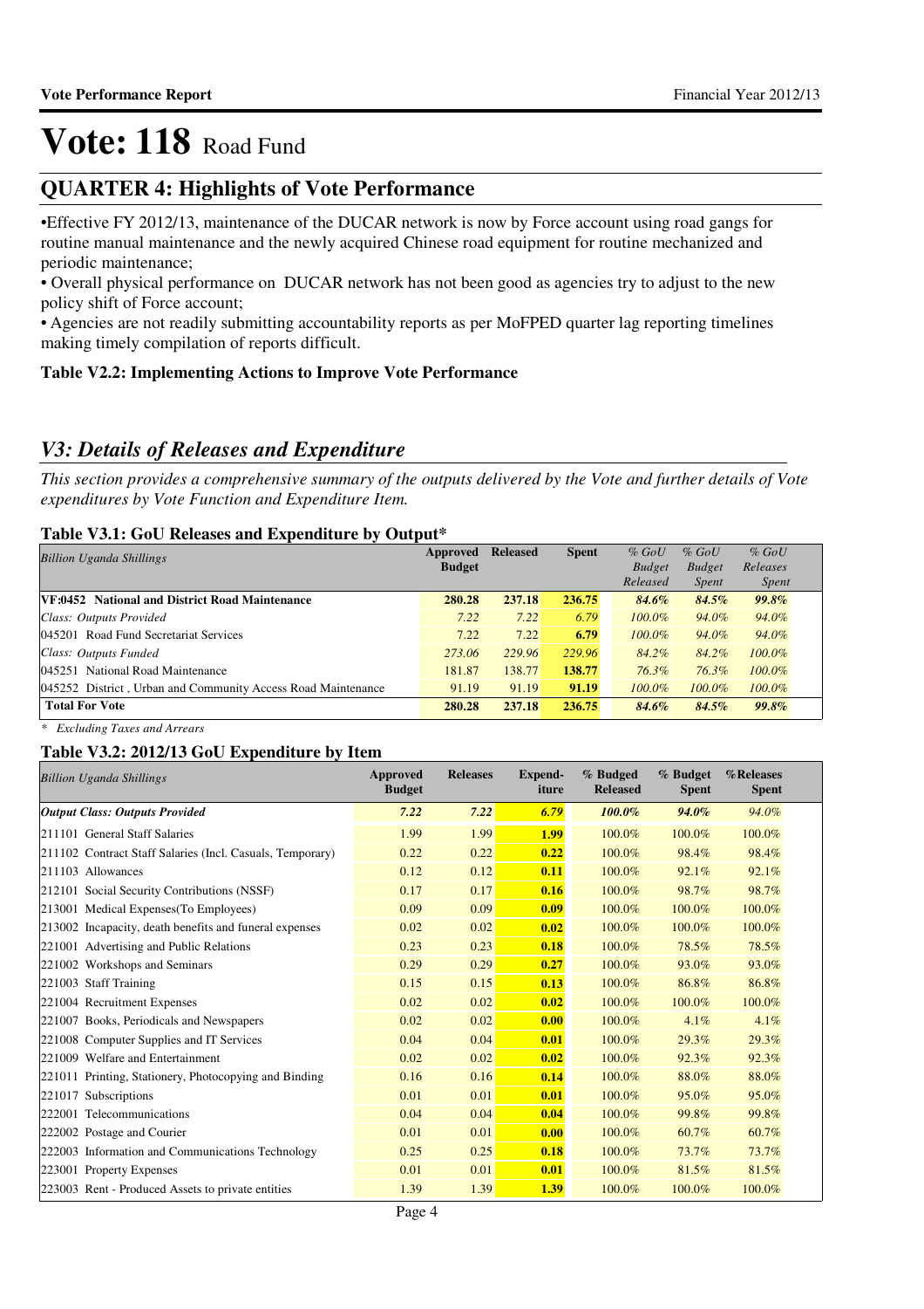# Vote: 118 Road Fund

## QUARTER 4: Highlights of Vote Performance

•Effective FY 2012/13, maintenance of the DUCAR network is now by Force account using road gangs for routine manual maintenance and the newly acquired Chinese road equipment for routine mechanized and periodic maintenance;

• Overall physical performance on DUCAR network has not been good as agencies try to adjust to the new policy shift of Force account;

• Agencies are not readily submitting accountability reports as per MoFPED quarter lag reporting timelines making timely compilation of reports difficult.

**Table V2.2: Implementing Actions to Improve Vote Performance**

## *V3: Details of Releases and Expenditure*

*This section provides a comprehensive summary of the outputs delivered by the Vote and further details of Vote expenditures by Vote Function and Expenditure Item.*

**Table V3.1: GoU Releases and Expenditure by Output***

| *Billion Uganda Shillings* | Approved Budget | Released | Spent | *% GoU Budget Released* | *% GoU Budget Spent* | *% GoU Releases Spent* |
|---|---|---|---|---|---|---|
| **VF:0452 National and District Road Maintenance** | **280.28** | **237.18** | **236.75** | ***84.6%*** | ***84.5%*** | ***99.8%*** |
| *Class: Outputs Provided* | *7.22* | *7.22* | *6.79* | *100.0%* | *94.0%* | *94.0%* |
| 045201 Road Fund Secretariat Services | 7.22 | 7.22 | **6.79** | *100.0%* | *94.0%* | *94.0%* |
| *Class: Outputs Funded* | *273.06* | *229.96* | *229.96* | *84.2%* | *84.2%* | *100.0%* |
| 045251 National Road Maintenance | 181.87 | 138.77 | **138.77** | *76.3%* | *76.3%* | *100.0%* |
| 045252 District , Urban and Community Access Road Maintenance | 91.19 | 91.19 | **91.19** | *100.0%* | *100.0%* | *100.0%* |
| **Total For Vote** | **280.28** | **237.18** | **236.75** | ***84.6%*** | ***84.5%*** | ***99.8%*** |

*\* Excluding Taxes and Arrears*

**Table V3.2: 2012/13 GoU Expenditure by Item**

| *Billion Uganda Shillings* | Approved Budget | Releases | Expend-iture | % Budged Released | % Budget Spent | %Releases Spent |
|---|---|---|---|---|---|---|
| ***Output Class: Outputs Provided*** | ***7.22*** | ***7.22*** | ***6.79*** | ***100.0%*** | ***94.0%*** | *94.0%* |
| 211101 General Staff Salaries | 1.99 | 1.99 | **1.99** | 100.0% | 100.0% | 100.0% |
| 211102 Contract Staff Salaries (Incl. Casuals, Temporary) | 0.22 | 0.22 | **0.22** | 100.0% | 98.4% | 98.4% |
| 211103 Allowances | 0.12 | 0.12 | **0.11** | 100.0% | 92.1% | 92.1% |
| 212101 Social Security Contributions (NSSF) | 0.17 | 0.17 | **0.16** | 100.0% | 98.7% | 98.7% |
| 213001 Medical Expenses(To Employees) | 0.09 | 0.09 | **0.09** | 100.0% | 100.0% | 100.0% |
| 213002 Incapacity, death benefits and funeral expenses | 0.02 | 0.02 | **0.02** | 100.0% | 100.0% | 100.0% |
| 221001 Advertising and Public Relations | 0.23 | 0.23 | **0.18** | 100.0% | 78.5% | 78.5% |
| 221002 Workshops and Seminars | 0.29 | 0.29 | **0.27** | 100.0% | 93.0% | 93.0% |
| 221003 Staff Training | 0.15 | 0.15 | **0.13** | 100.0% | 86.8% | 86.8% |
| 221004 Recruitment Expenses | 0.02 | 0.02 | **0.02** | 100.0% | 100.0% | 100.0% |
| 221007 Books, Periodicals and Newspapers | 0.02 | 0.02 | **0.00** | 100.0% | 4.1% | 4.1% |
| 221008 Computer Supplies and IT Services | 0.04 | 0.04 | **0.01** | 100.0% | 29.3% | 29.3% |
| 221009 Welfare and Entertainment | 0.02 | 0.02 | **0.02** | 100.0% | 92.3% | 92.3% |
| 221011 Printing, Stationery, Photocopying and Binding | 0.16 | 0.16 | **0.14** | 100.0% | 88.0% | 88.0% |
| 221017 Subscriptions | 0.01 | 0.01 | **0.01** | 100.0% | 95.0% | 95.0% |
| 222001 Telecommunications | 0.04 | 0.04 | **0.04** | 100.0% | 99.8% | 99.8% |
| 222002 Postage and Courier | 0.01 | 0.01 | **0.00** | 100.0% | 60.7% | 60.7% |
| 222003 Information and Communications Technology | 0.25 | 0.25 | **0.18** | 100.0% | 73.7% | 73.7% |
| 223001 Property Expenses | 0.01 | 0.01 | **0.01** | 100.0% | 81.5% | 81.5% |
| 223003 Rent - Produced Assets to private entities | 1.39 | 1.39 | **1.39** | 100.0% | 100.0% | 100.0% |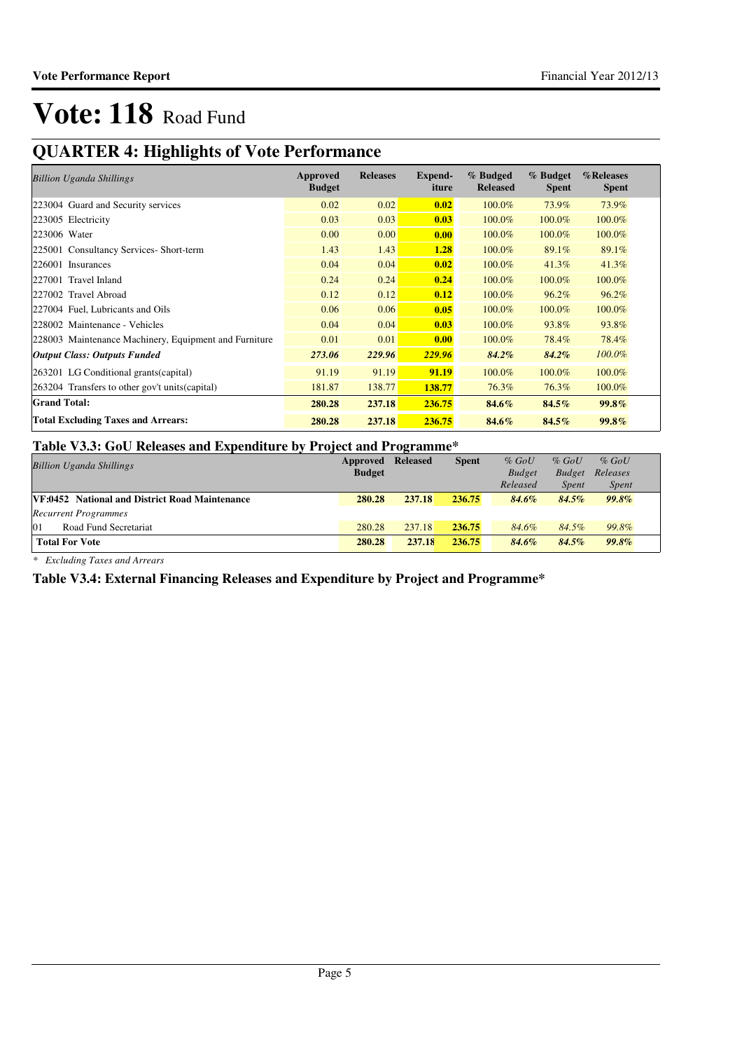# Vote: 118 Road Fund

## QUARTER 4: Highlights of Vote Performance

| *Billion Uganda Shillings* | Approved Budget | Releases | Expend-iture | % Budged Released | % Budget Spent | %Releases Spent |
|---|---|---|---|---|---|---|
| 223004 Guard and Security services | 0.02 | 0.02 | **0.02** | 100.0% | 73.9% | 73.9% |
| 223005 Electricity | 0.03 | 0.03 | **0.03** | 100.0% | 100.0% | 100.0% |
| 223006 Water | 0.00 | 0.00 | **0.00** | 100.0% | 100.0% | 100.0% |
| 225001 Consultancy Services- Short-term | 1.43 | 1.43 | **1.28** | 100.0% | 89.1% | 89.1% |
| 226001 Insurances | 0.04 | 0.04 | **0.02** | 100.0% | 41.3% | 41.3% |
| 227001 Travel Inland | 0.24 | 0.24 | **0.24** | 100.0% | 100.0% | 100.0% |
| 227002 Travel Abroad | 0.12 | 0.12 | **0.12** | 100.0% | 96.2% | 96.2% |
| 227004 Fuel, Lubricants and Oils | 0.06 | 0.06 | **0.05** | 100.0% | 100.0% | 100.0% |
| 228002 Maintenance - Vehicles | 0.04 | 0.04 | **0.03** | 100.0% | 93.8% | 93.8% |
| 228003 Maintenance Machinery, Equipment and Furniture | 0.01 | 0.01 | **0.00** | 100.0% | 78.4% | 78.4% |
| ***Output Class: Outputs Funded*** | ***273.06*** | ***229.96*** | ***229.96*** | ***84.2%*** | ***84.2%*** | *100.0%* |
| 263201 LG Conditional grants(capital) | 91.19 | 91.19 | **91.19** | 100.0% | 100.0% | 100.0% |
| 263204 Transfers to other gov't units(capital) | 181.87 | 138.77 | **138.77** | 76.3% | 76.3% | 100.0% |
| **Grand Total:** | **280.28** | **237.18** | **236.75** | **84.6%** | **84.5%** | **99.8%** |
| **Total Excluding Taxes and Arrears:** | **280.28** | **237.18** | **236.75** | **84.6%** | **84.5%** | **99.8%** |

### Table V3.3: GoU Releases and Expenditure by Project and Programme*

| *Billion Uganda Shillings* | Approved Budget | Released | Spent | *% GoU Budget Released* | *% GoU Budget Spent* | *% GoU Releases Spent* |
|---|---|---|---|---|---|---|
| **VF:0452 National and District Road Maintenance** | **280.28** | **237.18** | **236.75** | ***84.6%*** | ***84.5%*** | ***99.8%*** |
| *Recurrent Programmes* | | | | | | |
| 01 Road Fund Secretariat | 280.28 | 237.18 | **236.75** | *84.6%* | *84.5%* | *99.8%* |
| **Total For Vote** | **280.28** | **237.18** | **236.75** | ***84.6%*** | ***84.5%*** | ***99.8%*** |

*\* Excluding Taxes and Arrears*

### Table V3.4: External Financing Releases and Expenditure by Project and Programme*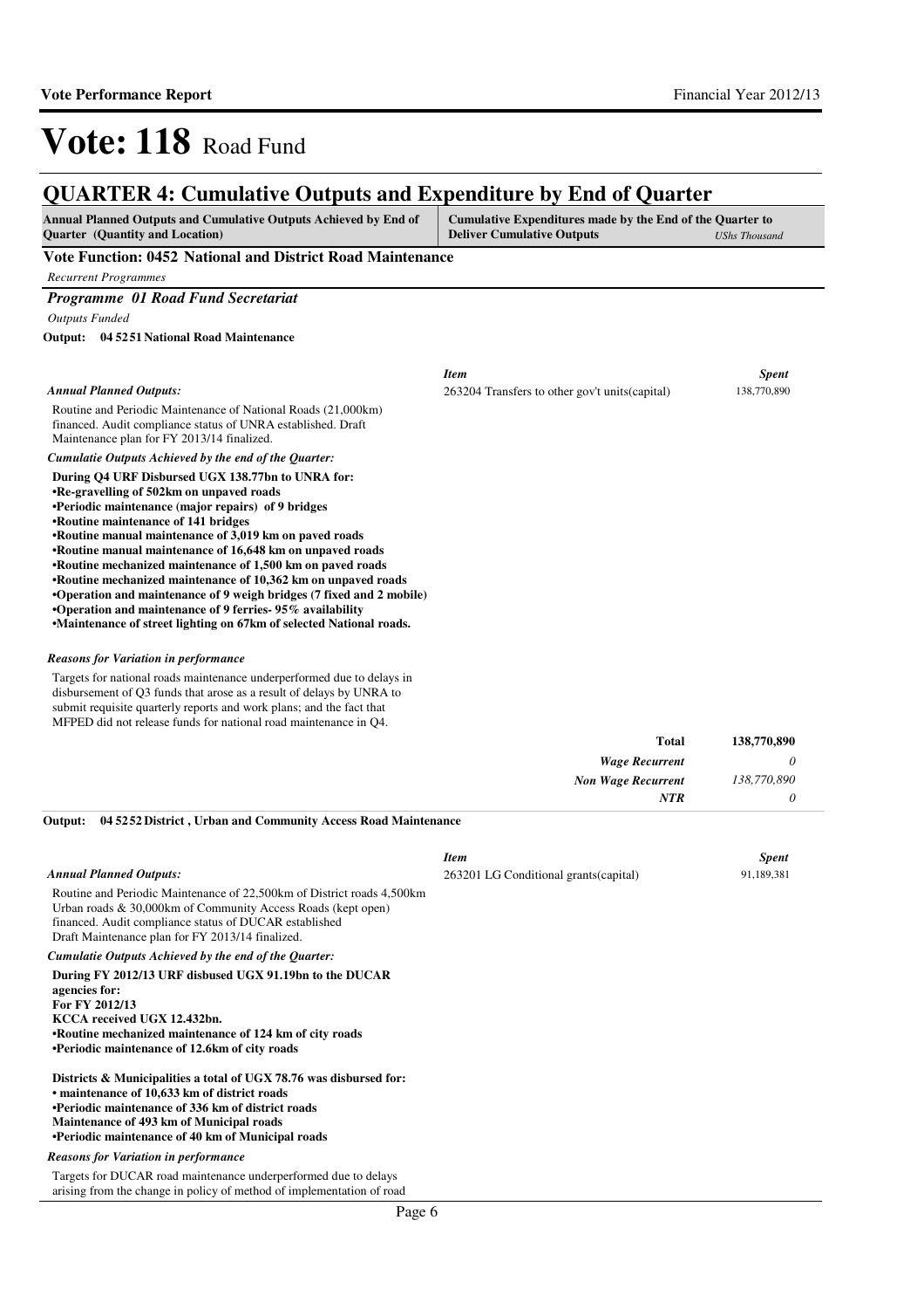# Vote: 118 Road Fund

## QUARTER 4: Cumulative Outputs and Expenditure by End of Quarter

| Annual Planned Outputs and Cumulative Outputs Achieved by End of Quarter (Quantity and Location) | Cumulative Expenditures made by the End of the Quarter to Deliver Cumulative Outputs | *UShs Thousand* |
|---|---|---|

### Vote Function: 0452 National and District Road Maintenance

*Recurrent Programmes*

### *Programme 01 Road Fund Secretariat*

*Outputs Funded*

**Output: 04 52 51 National Road Maintenance**

*Annual Planned Outputs:*

Routine and Periodic Maintenance of National Roads (21,000km) financed. Audit compliance status of UNRA established. Draft Maintenance plan for FY 2013/14 finalized.

*Cumulatie Outputs Achieved by the end of the Quarter:*

**During Q4 URF Disbursed UGX 138.77bn to UNRA for:**
**•Re-gravelling of 502km on unpaved roads**
**•Periodic maintenance (major repairs) of 9 bridges**
**•Routine maintenance of 141 bridges**
**•Routine manual maintenance of 3,019 km on paved roads**
**•Routine manual maintenance of 16,648 km on unpaved roads**
**•Routine mechanized maintenance of 1,500 km on paved roads**
**•Routine mechanized maintenance of 10,362 km on unpaved roads**
**•Operation and maintenance of 9 weigh bridges (7 fixed and 2 mobile)**
**•Operation and maintenance of 9 ferries- 95% availability**
**•Maintenance of street lighting on 67km of selected National roads.**

*Reasons for Variation in performance*

Targets for national roads maintenance underperformed due to delays in disbursement of Q3 funds that arose as a result of delays by UNRA to submit requisite quarterly reports and work plans; and the fact that MFPED did not release funds for national road maintenance in Q4.

| *Item* | *Spent* |
|---|---|
| 263204 Transfers to other gov't units(capital) | 138,770,890 |
| **Total** | **138,770,890** |
| ***Wage Recurrent*** | *0* |
| ***Non Wage Recurrent*** | *138,770,890* |
| ***NTR*** | *0* |

**Output: 04 52 52 District , Urban and Community Access Road Maintenance**

*Annual Planned Outputs:*

Routine and Periodic Maintenance of 22,500km of District roads 4,500km Urban roads & 30,000km of Community Access Roads (kept open) financed. Audit compliance status of DUCAR established Draft Maintenance plan for FY 2013/14 finalized.

*Cumulatie Outputs Achieved by the end of the Quarter:*

**During FY 2012/13 URF disbused UGX 91.19bn to the DUCAR agencies for:**
**For FY 2012/13**
**KCCA received UGX 12.432bn.**
**•Routine mechanized maintenance of 124 km of city roads**
**•Periodic maintenance of 12.6km of city roads**

**Districts & Municipalities a total of UGX 78.76 was disbursed for:**
**• maintenance of 10,633 km of district roads**
**•Periodic maintenance of 336 km of district roads**
**Maintenance of 493 km of Municipal roads**
**•Periodic maintenance of 40 km of Municipal roads**

*Reasons for Variation in performance*

Targets for DUCAR road maintenance underperformed due to delays arising from the change in policy of method of implementation of road

| *Item* | *Spent* |
|---|---|
| 263201 LG Conditional grants(capital) | 91,189,381 |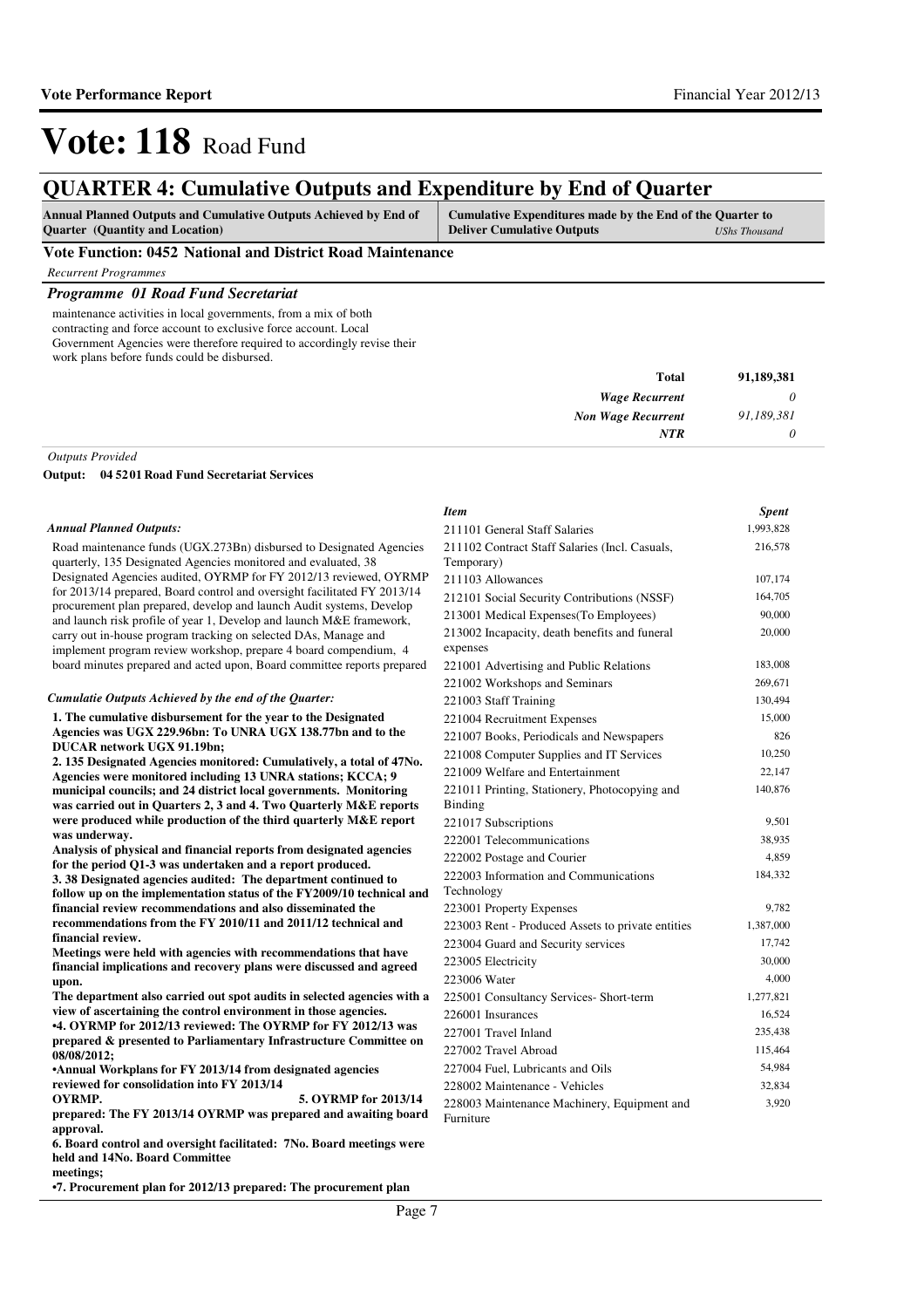# Vote: 118 Road Fund

## QUARTER 4: Cumulative Outputs and Expenditure by End of Quarter

| Annual Planned Outputs and Cumulative Outputs Achieved by End of Quarter (Quantity and Location) | Cumulative Expenditures made by the End of the Quarter to Deliver Cumulative Outputs *UShs Thousand* |
|---|---|

### Vote Function: 0452 National and District Road Maintenance

*Recurrent Programmes*

#### *Programme 01 Road Fund Secretariat*

maintenance activities in local governments, from a mix of both contracting and force account to exclusive force account. Local Government Agencies were therefore required to accordingly revise their work plans before funds could be disbursed.

| | |
|---|---|
| **Total** | **91,189,381** |
| *Wage Recurrent* | *0* |
| *Non Wage Recurrent* | *91,189,381* |
| *NTR* | *0* |

*Outputs Provided*

**Output: 04 52 01 Road Fund Secretariat Services**

*Annual Planned Outputs:*

Road maintenance funds (UGX.273Bn) disbursed to Designated Agencies quarterly, 135 Designated Agencies monitored and evaluated, 38 Designated Agencies audited, OYRMP for FY 2012/13 reviewed, OYRMP for 2013/14 prepared, Board control and oversight facilitated FY 2013/14 procurement plan prepared, develop and launch Audit systems, Develop and launch risk profile of year 1, Develop and launch M&E framework, carry out in-house program tracking on selected DAs, Manage and implement program review workshop, prepare 4 board compendium, 4 board minutes prepared and acted upon, Board committee reports prepared

*Cumulatie Outputs Achieved by the end of the Quarter:*

**1. The cumulative disbursement for the year to the Designated Agencies was UGX 229.96bn: To UNRA UGX 138.77bn and to the DUCAR network UGX 91.19bn;**
**2. 135 Designated Agencies monitored: Cumulatively, a total of 47No. Agencies were monitored including 13 UNRA stations; KCCA; 9 municipal councils; and 24 district local governments. Monitoring was carried out in Quarters 2, 3 and 4. Two Quarterly M&E reports were produced while production of the third quarterly M&E report was underway.**
**Analysis of physical and financial reports from designated agencies for the period Q1-3 was undertaken and a report produced.**
**3. 38 Designated agencies audited: The department continued to follow up on the implementation status of the FY2009/10 technical and financial review recommendations and also disseminated the recommendations from the FY 2010/11 and 2011/12 technical and financial review.**
**Meetings were held with agencies with recommendations that have financial implications and recovery plans were discussed and agreed upon.**
**The department also carried out spot audits in selected agencies with a view of ascertaining the control environment in those agencies.**
**•4. OYRMP for 2012/13 reviewed: The OYRMP for FY 2012/13 was prepared & presented to Parliamentary Infrastructure Committee on 08/08/2012;**
**•Annual Workplans for FY 2013/14 from designated agencies reviewed for consolidation into FY 2013/14 OYRMP. 5. OYRMP for 2013/14 prepared: The FY 2013/14 OYRMP was prepared and awaiting board approval.**
**6. Board control and oversight facilitated: 7No. Board meetings were held and 14No. Board Committee meetings;**
**•7. Procurement plan for 2012/13 prepared: The procurement plan**

| *Item* | *Spent* |
|---|---|
| 211101 General Staff Salaries | 1,993,828 |
| 211102 Contract Staff Salaries (Incl. Casuals, Temporary) | 216,578 |
| 211103 Allowances | 107,174 |
| 212101 Social Security Contributions (NSSF) | 164,705 |
| 213001 Medical Expenses(To Employees) | 90,000 |
| 213002 Incapacity, death benefits and funeral expenses | 20,000 |
| 221001 Advertising and Public Relations | 183,008 |
| 221002 Workshops and Seminars | 269,671 |
| 221003 Staff Training | 130,494 |
| 221004 Recruitment Expenses | 15,000 |
| 221007 Books, Periodicals and Newspapers | 826 |
| 221008 Computer Supplies and IT Services | 10,250 |
| 221009 Welfare and Entertainment | 22,147 |
| 221011 Printing, Stationery, Photocopying and Binding | 140,876 |
| 221017 Subscriptions | 9,501 |
| 222001 Telecommunications | 38,935 |
| 222002 Postage and Courier | 4,859 |
| 222003 Information and Communications Technology | 184,332 |
| 223001 Property Expenses | 9,782 |
| 223003 Rent - Produced Assets to private entities | 1,387,000 |
| 223004 Guard and Security services | 17,742 |
| 223005 Electricity | 30,000 |
| 223006 Water | 4,000 |
| 225001 Consultancy Services- Short-term | 1,277,821 |
| 226001 Insurances | 16,524 |
| 227001 Travel Inland | 235,438 |
| 227002 Travel Abroad | 115,464 |
| 227004 Fuel, Lubricants and Oils | 54,984 |
| 228002 Maintenance - Vehicles | 32,834 |
| 228003 Maintenance Machinery, Equipment and Furniture | 3,920 |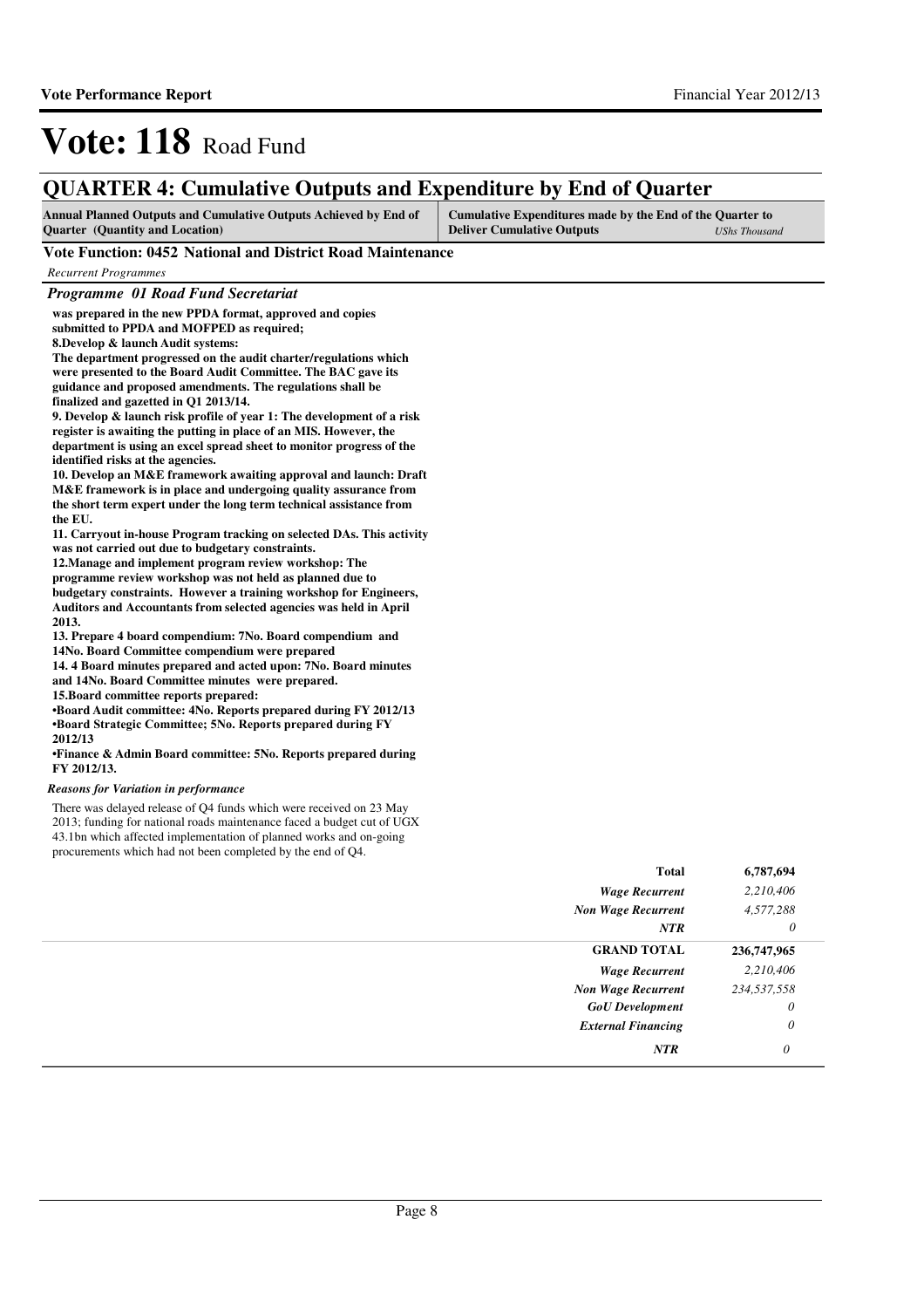# Vote: 118 Road Fund

## QUARTER 4: Cumulative Outputs and Expenditure by End of Quarter

| Annual Planned Outputs and Cumulative Outputs Achieved by End of Quarter (Quantity and Location) | Cumulative Expenditures made by the End of the Quarter to Deliver Cumulative Outputs *UShs Thousand* |
|---|---|

### Vote Function: 0452 National and District Road Maintenance

*Recurrent Programmes*

### *Programme 01 Road Fund Secretariat*

**was prepared in the new PPDA format, approved and copies submitted to PPDA and MOFPED as required;**
**8.Develop & launch Audit systems:**
**The department progressed on the audit charter/regulations which were presented to the Board Audit Committee. The BAC gave its guidance and proposed amendments. The regulations shall be finalized and gazetted in Q1 2013/14.**
**9. Develop & launch risk profile of year 1: The development of a risk register is awaiting the putting in place of an MIS. However, the department is using an excel spread sheet to monitor progress of the identified risks at the agencies.**
**10. Develop an M&E framework awaiting approval and launch: Draft M&E framework is in place and undergoing quality assurance from the short term expert under the long term technical assistance from the EU.**
**11. Carryout in-house Program tracking on selected DAs. This activity was not carried out due to budgetary constraints.**
**12.Manage and implement program review workshop: The programme review workshop was not held as planned due to budgetary constraints. However a training workshop for Engineers, Auditors and Accountants from selected agencies was held in April 2013.**
**13. Prepare 4 board compendium: 7No. Board compendium and 14No. Board Committee compendium were prepared**
**14. 4 Board minutes prepared and acted upon: 7No. Board minutes and 14No. Board Committee minutes were prepared.**
**15.Board committee reports prepared:**
**•Board Audit committee: 4No. Reports prepared during FY 2012/13**
**•Board Strategic Committee; 5No. Reports prepared during FY 2012/13**
**•Finance & Admin Board committee: 5No. Reports prepared during FY 2012/13.**

***Reasons for Variation in performance***

There was delayed release of Q4 funds which were received on 23 May 2013; funding for national roads maintenance faced a budget cut of UGX 43.1bn which affected implementation of planned works and on-going procurements which had not been completed by the end of Q4.

| | |
|---|---|
| **Total** | **6,787,694** |
| *Wage Recurrent* | *2,210,406* |
| *Non Wage Recurrent* | *4,577,288* |
| *NTR* | *0* |
| **GRAND TOTAL** | **236,747,965** |
| *Wage Recurrent* | *2,210,406* |
| *Non Wage Recurrent* | *234,537,558* |
| *GoU Development* | *0* |
| *External Financing* | *0* |
| *NTR* | *0* |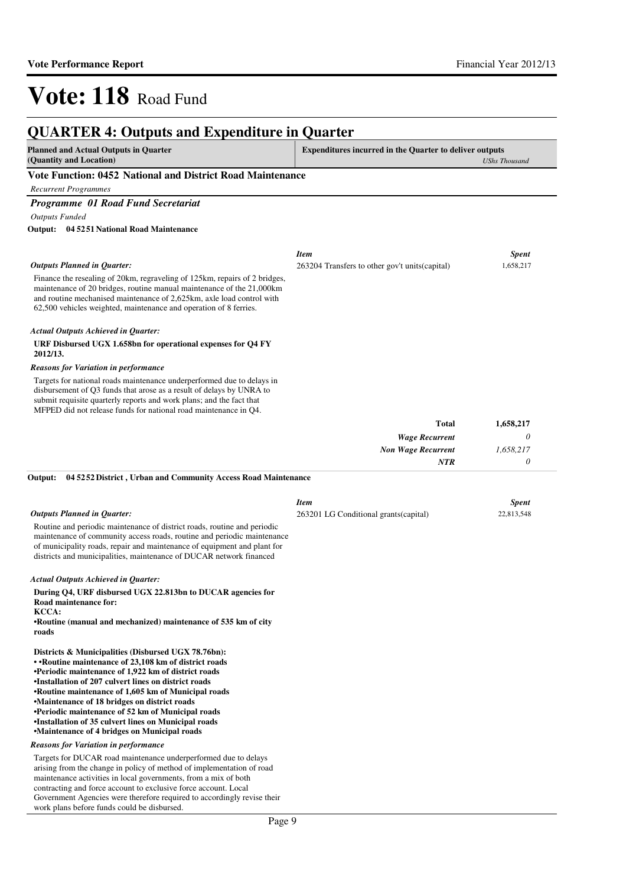# Vote: 118 Road Fund

## QUARTER 4: Outputs and Expenditure in Quarter

| Planned and Actual Outputs in Quarter (Quantity and Location) | Expenditures incurred in the Quarter to deliver outputs *UShs Thousand* |
|---|---|

### Vote Function: 0452 National and District Road Maintenance

*Recurrent Programmes*

#### *Programme 01 Road Fund Secretariat*

*Outputs Funded*

**Output: 04 5251 National Road Maintenance**

*Outputs Planned in Quarter:*

Finance the resealing of 20km, regraveling of 125km, repairs of 2 bridges, maintenance of 20 bridges, routine manual maintenance of the 21,000km and routine mechanised maintenance of 2,625km, axle load control with 62,500 vehicles weighted, maintenance and operation of 8 ferries.

*Actual Outputs Achieved in Quarter:*

**URF Disbursed UGX 1.658bn for operational expenses for Q4 FY 2012/13.**

*Reasons for Variation in performance*

Targets for national roads maintenance underperformed due to delays in disbursement of Q3 funds that arose as a result of delays by UNRA to submit requisite quarterly reports and work plans; and the fact that MFPED did not release funds for national road maintenance in Q4.

| *Item* | *Spent* |
|---|---|
| 263204 Transfers to other gov't units(capital) | 1,658,217 |
| **Total** | **1,658,217** |
| ***Wage Recurrent*** | *0* |
| ***Non Wage Recurrent*** | *1,658,217* |
| ***NTR*** | *0* |

**Output: 04 5252 District , Urban and Community Access Road Maintenance**

*Outputs Planned in Quarter:*

Routine and periodic maintenance of district roads, routine and periodic maintenance of community access roads, routine and periodic maintenance of municipality roads, repair and maintenance of equipment and plant for districts and municipalities, maintenance of DUCAR network financed

*Actual Outputs Achieved in Quarter:*

**During Q4, URF disbursed UGX 22.813bn to DUCAR agencies for Road maintenance for:**
**KCCA:**
**•Routine (manual and mechanized) maintenance of 535 km of city roads**

**Districts & Municipalities (Disbursed UGX 78.76bn):**
**• •Routine maintenance of 23,108 km of district roads**
**•Periodic maintenance of 1,922 km of district roads**
**•Installation of 207 culvert lines on district roads**
**•Routine maintenance of 1,605 km of Municipal roads**
**•Maintenance of 18 bridges on district roads**
**•Periodic maintenance of 52 km of Municipal roads**
**•Installation of 35 culvert lines on Municipal roads**
**•Maintenance of 4 bridges on Municipal roads**

*Reasons for Variation in performance*

Targets for DUCAR road maintenance underperformed due to delays arising from the change in policy of method of implementation of road maintenance activities in local governments, from a mix of both contracting and force account to exclusive force account. Local Government Agencies were therefore required to accordingly revise their work plans before funds could be disbursed.

| *Item* | *Spent* |
|---|---|
| 263201 LG Conditional grants(capital) | 22,813,548 |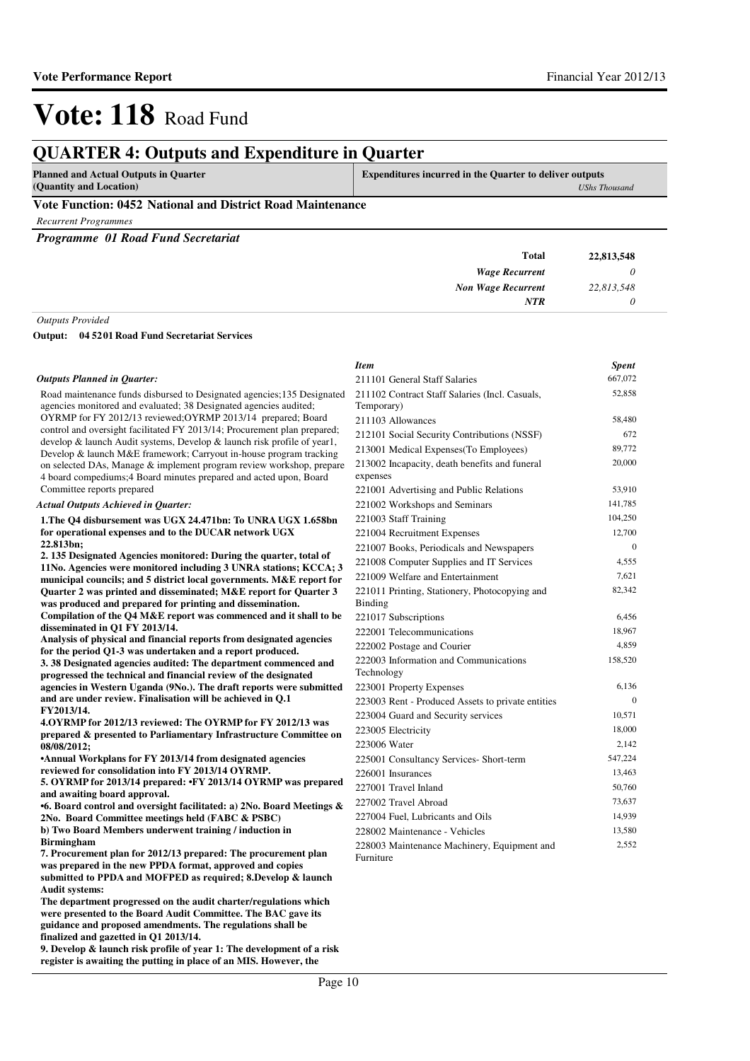# Vote: 118 Road Fund

## QUARTER 4: Outputs and Expenditure in Quarter

| Planned and Actual Outputs in Quarter (Quantity and Location) | Expenditures incurred in the Quarter to deliver outputs *UShs Thousand* |
|---|---|

### Vote Function: 0452 National and District Road Maintenance

*Recurrent Programmes*

#### *Programme 01 Road Fund Secretariat*

| | |
|---|---|
| **Total** | **22,813,548** |
| *Wage Recurrent* | *0* |
| *Non Wage Recurrent* | *22,813,548* |
| *NTR* | *0* |

*Outputs Provided*

**Output: 04 5201 Road Fund Secretariat Services**

*Outputs Planned in Quarter:*

Road maintenance funds disbursed to Designated agencies;135 Designated agencies monitored and evaluated; 38 Designated agencies audited; OYRMP for FY 2012/13 reviewed;OYRMP 2013/14 prepared; Board control and oversight facilitated FY 2013/14; Procurement plan prepared; develop & launch Audit systems, Develop & launch risk profile of year1, Develop & launch M&E framework; Carryout in-house program tracking on selected DAs, Manage & implement program review workshop, prepare 4 board compediums;4 Board minutes prepared and acted upon, Board Committee reports prepared

*Actual Outputs Achieved in Quarter:*

**1.The Q4 disbursement was UGX 24.471bn: To UNRA UGX 1.658bn for operational expenses and to the DUCAR network UGX 22.813bn;**

**2. 135 Designated Agencies monitored: During the quarter, total of 11No. Agencies were monitored including 3 UNRA stations; KCCA; 3 municipal councils; and 5 district local governments. M&E report for Quarter 2 was printed and disseminated; M&E report for Quarter 3 was produced and prepared for printing and dissemination.**

**Compilation of the Q4 M&E report was commenced and it shall to be disseminated in Q1 FY 2013/14.**

**Analysis of physical and financial reports from designated agencies for the period Q1-3 was undertaken and a report produced.**

**3. 38 Designated agencies audited: The department commenced and progressed the technical and financial review of the designated agencies in Western Uganda (9No.). The draft reports were submitted and are under review. Finalisation will be achieved in Q.1 FY2013/14.**

**4.OYRMP for 2012/13 reviewed: The OYRMP for FY 2012/13 was prepared & presented to Parliamentary Infrastructure Committee on 08/08/2012;**

**•Annual Workplans for FY 2013/14 from designated agencies reviewed for consolidation into FY 2013/14 OYRMP.**

**5. OYRMP for 2013/14 prepared: •FY 2013/14 OYRMP was prepared and awaiting board approval.**

**•6. Board control and oversight facilitated: a) 2No. Board Meetings & 2No. Board Committee meetings held (FABC & PSBC)**

**b) Two Board Members underwent training / induction in Birmingham**

**7. Procurement plan for 2012/13 prepared: The procurement plan was prepared in the new PPDA format, approved and copies submitted to PPDA and MOFPED as required; 8.Develop & launch Audit systems:**

**The department progressed on the audit charter/regulations which were presented to the Board Audit Committee. The BAC gave its guidance and proposed amendments. The regulations shall be finalized and gazetted in Q1 2013/14.**

**9. Develop & launch risk profile of year 1: The development of a risk register is awaiting the putting in place of an MIS. However, the**

| *Item* | *Spent* |
|---|---|
| 211101 General Staff Salaries | 667,072 |
| 211102 Contract Staff Salaries (Incl. Casuals, Temporary) | 52,858 |
| 211103 Allowances | 58,480 |
| 212101 Social Security Contributions (NSSF) | 672 |
| 213001 Medical Expenses(To Employees) | 89,772 |
| 213002 Incapacity, death benefits and funeral expenses | 20,000 |
| 221001 Advertising and Public Relations | 53,910 |
| 221002 Workshops and Seminars | 141,785 |
| 221003 Staff Training | 104,250 |
| 221004 Recruitment Expenses | 12,700 |
| 221007 Books, Periodicals and Newspapers | 0 |
| 221008 Computer Supplies and IT Services | 4,555 |
| 221009 Welfare and Entertainment | 7,621 |
| 221011 Printing, Stationery, Photocopying and Binding | 82,342 |
| 221017 Subscriptions | 6,456 |
| 222001 Telecommunications | 18,967 |
| 222002 Postage and Courier | 4,859 |
| 222003 Information and Communications Technology | 158,520 |
| 223001 Property Expenses | 6,136 |
| 223003 Rent - Produced Assets to private entities | 0 |
| 223004 Guard and Security services | 10,571 |
| 223005 Electricity | 18,000 |
| 223006 Water | 2,142 |
| 225001 Consultancy Services- Short-term | 547,224 |
| 226001 Insurances | 13,463 |
| 227001 Travel Inland | 50,760 |
| 227002 Travel Abroad | 73,637 |
| 227004 Fuel, Lubricants and Oils | 14,939 |
| 228002 Maintenance - Vehicles | 13,580 |
| 228003 Maintenance Machinery, Equipment and Furniture | 2,552 |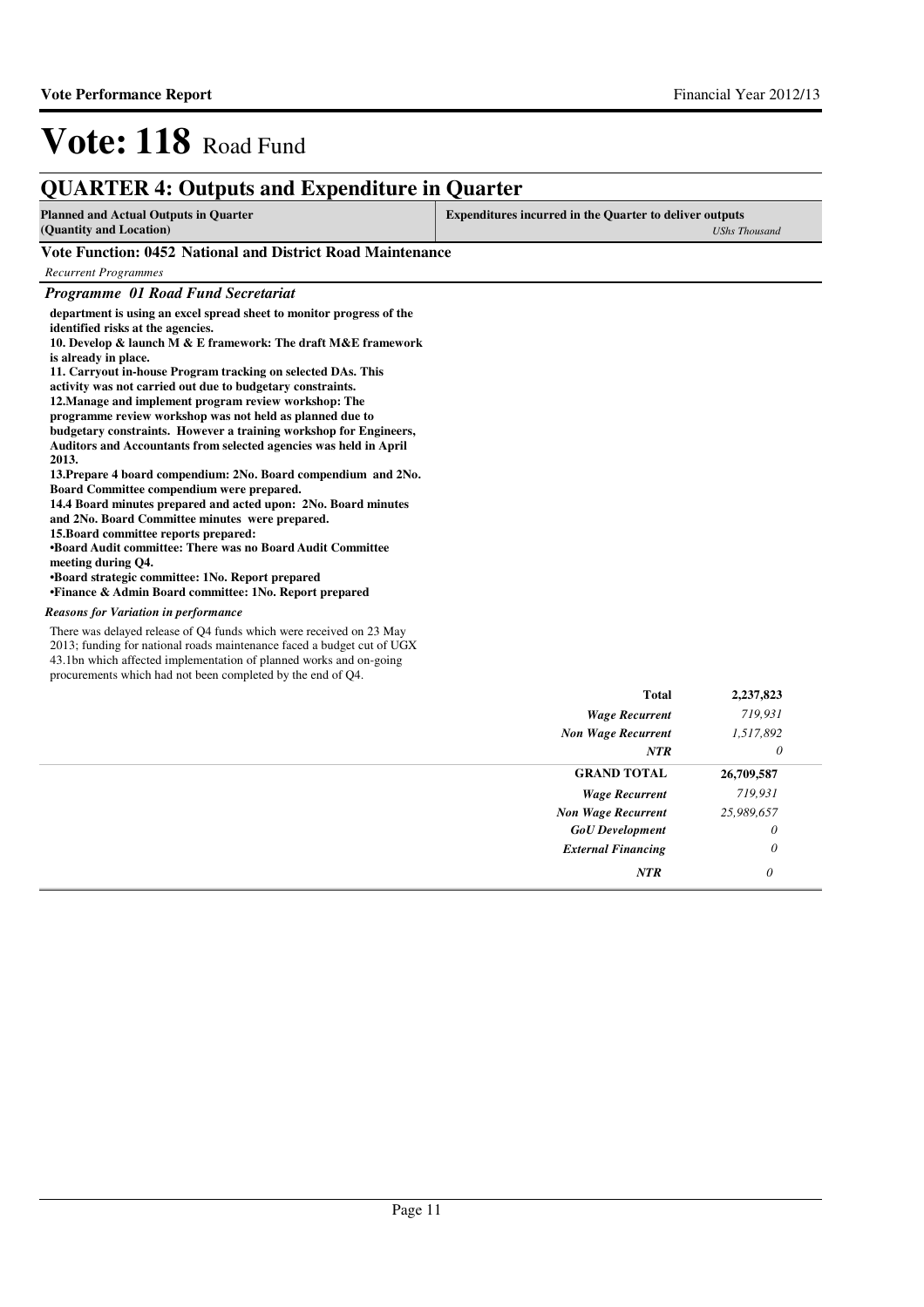# Vote: 118 Road Fund

## QUARTER 4: Outputs and Expenditure in Quarter

| Planned and Actual Outputs in Quarter (Quantity and Location) | Expenditures incurred in the Quarter to deliver outputs *UShs Thousand* |
|---|---|

### Vote Function: 0452 National and District Road Maintenance

*Recurrent Programmes*

#### *Programme 01 Road Fund Secretariat*

**department is using an excel spread sheet to monitor progress of the identified risks at the agencies.**
**10. Develop & launch M & E framework: The draft M&E framework is already in place.**
**11. Carryout in-house Program tracking on selected DAs. This activity was not carried out due to budgetary constraints.**
**12.Manage and implement program review workshop: The programme review workshop was not held as planned due to budgetary constraints. However a training workshop for Engineers, Auditors and Accountants from selected agencies was held in April 2013.**
**13.Prepare 4 board compendium: 2No. Board compendium and 2No. Board Committee compendium were prepared.**
**14.4 Board minutes prepared and acted upon: 2No. Board minutes and 2No. Board Committee minutes were prepared.**
**15.Board committee reports prepared:**
**•Board Audit committee: There was no Board Audit Committee meeting during Q4.**
**•Board strategic committee: 1No. Report prepared**
**•Finance & Admin Board committee: 1No. Report prepared**

*Reasons for Variation in performance*

There was delayed release of Q4 funds which were received on 23 May 2013; funding for national roads maintenance faced a budget cut of UGX 43.1bn which affected implementation of planned works and on-going procurements which had not been completed by the end of Q4.

| | |
|---|---|
| **Total** | **2,237,823** |
| *Wage Recurrent* | *719,931* |
| *Non Wage Recurrent* | *1,517,892* |
| *NTR* | *0* |
| **GRAND TOTAL** | **26,709,587** |
| *Wage Recurrent* | *719,931* |
| *Non Wage Recurrent* | *25,989,657* |
| *GoU Development* | *0* |
| *External Financing* | *0* |
| *NTR* | *0* |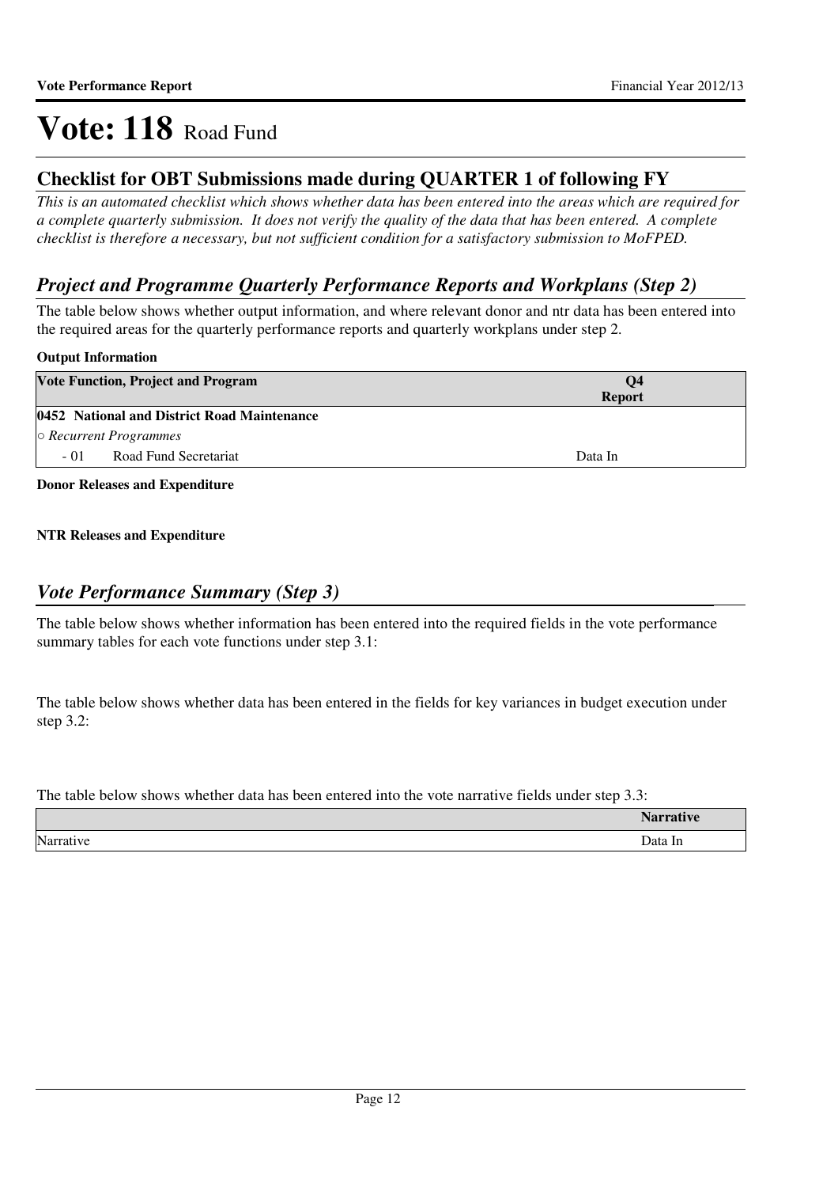# Vote: 118 Road Fund

## Checklist for OBT Submissions made during QUARTER 1 of following FY

*This is an automated checklist which shows whether data has been entered into the areas which are required for a complete quarterly submission. It does not verify the quality of the data that has been entered. A complete checklist is therefore a necessary, but not sufficient condition for a satisfactory submission to MoFPED.*

## *Project and Programme Quarterly Performance Reports and Workplans (Step 2)*

The table below shows whether output information, and where relevant donor and ntr data has been entered into the required areas for the quarterly performance reports and quarterly workplans under step 2.

**Output Information**

| Vote Function, Project and Program | Q4 Report |
|---|---|
| **0452 National and District Road Maintenance** | |
| ○ *Recurrent Programmes* | |
| - 01 Road Fund Secretariat | Data In |

**Donor Releases and Expenditure**

**NTR Releases and Expenditure**

## *Vote Performance Summary (Step 3)*

The table below shows whether information has been entered into the required fields in the vote performance summary tables for each vote functions under step 3.1:

The table below shows whether data has been entered in the fields for key variances in budget execution under step 3.2:

The table below shows whether data has been entered into the vote narrative fields under step 3.3:

| | Narrative |
|---|---|
| Narrative | Data In |